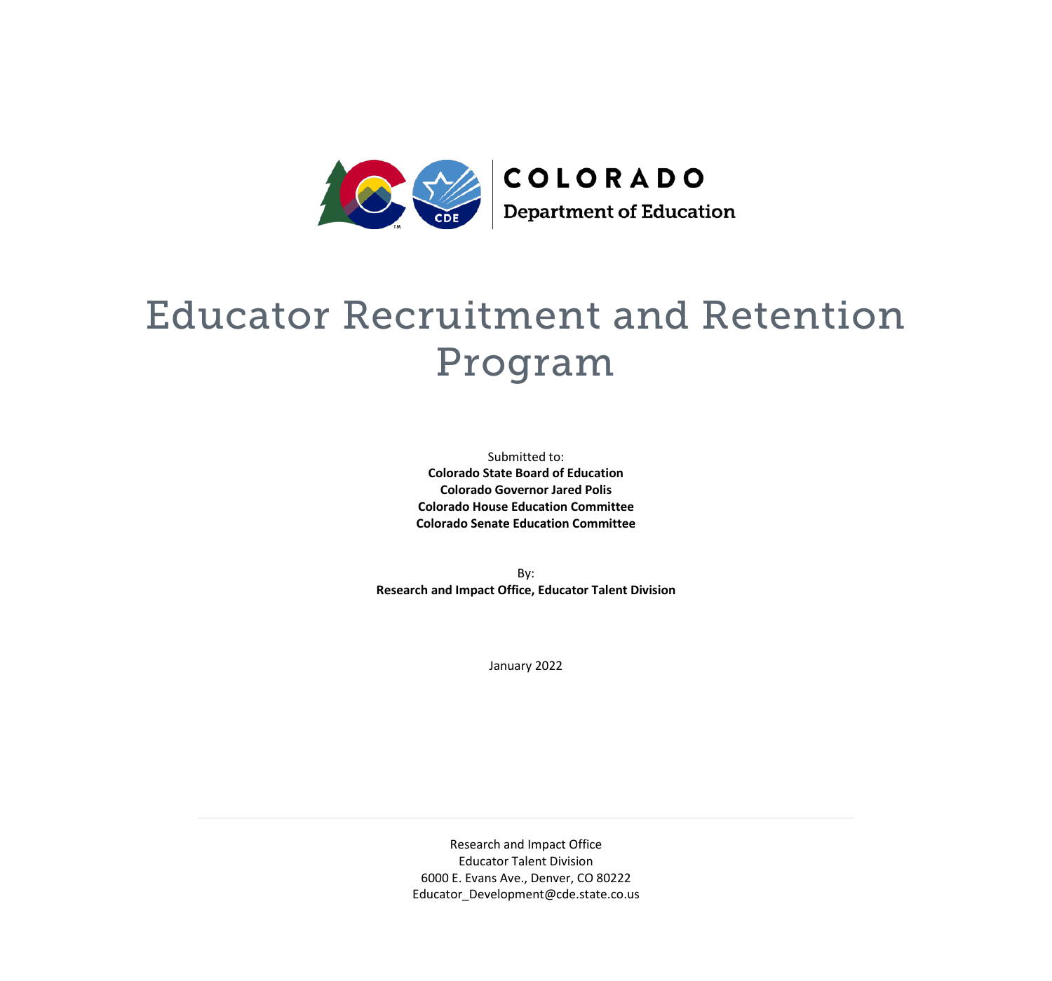COLORADO
Department of Education

# Educator Recruitment and Retention Program

Submitted to:
**Colorado State Board of Education**
**Colorado Governor Jared Polis**
**Colorado House Education Committee**
**Colorado Senate Education Committee**

By:
**Research and Impact Office, Educator Talent Division**

January 2022

---

Research and Impact Office
Educator Talent Division
6000 E. Evans Ave., Denver, CO 80222
Educator_Development@cde.state.co.us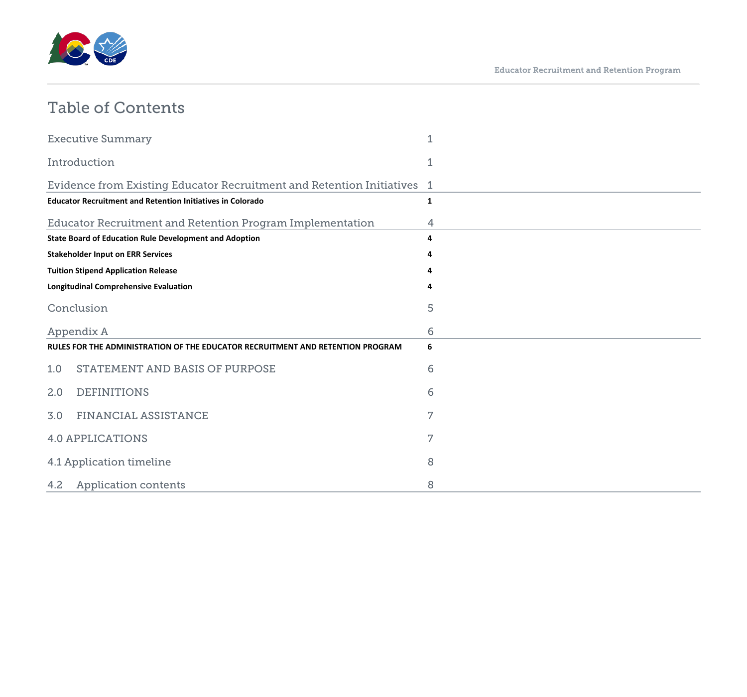# Table of Contents

| | |
|---|---|
| Executive Summary | 1 |
| Introduction | 1 |
| Evidence from Existing Educator Recruitment and Retention Initiatives | 1 |
| **Educator Recruitment and Retention Initiatives in Colorado** | **1** |
| Educator Recruitment and Retention Program Implementation | 4 |
| **State Board of Education Rule Development and Adoption** | **4** |
| **Stakeholder Input on ERR Services** | **4** |
| **Tuition Stipend Application Release** | **4** |
| **Longitudinal Comprehensive Evaluation** | **4** |
| Conclusion | 5 |
| Appendix A | 6 |
| **RULES FOR THE ADMINISTRATION OF THE EDUCATOR RECRUITMENT AND RETENTION PROGRAM** | **6** |
| 1.0 STATEMENT AND BASIS OF PURPOSE | 6 |
| 2.0 DEFINITIONS | 6 |
| 3.0 FINANCIAL ASSISTANCE | 7 |
| 4.0 APPLICATIONS | 7 |
| 4.1 Application timeline | 8 |
| 4.2 Application contents | 8 |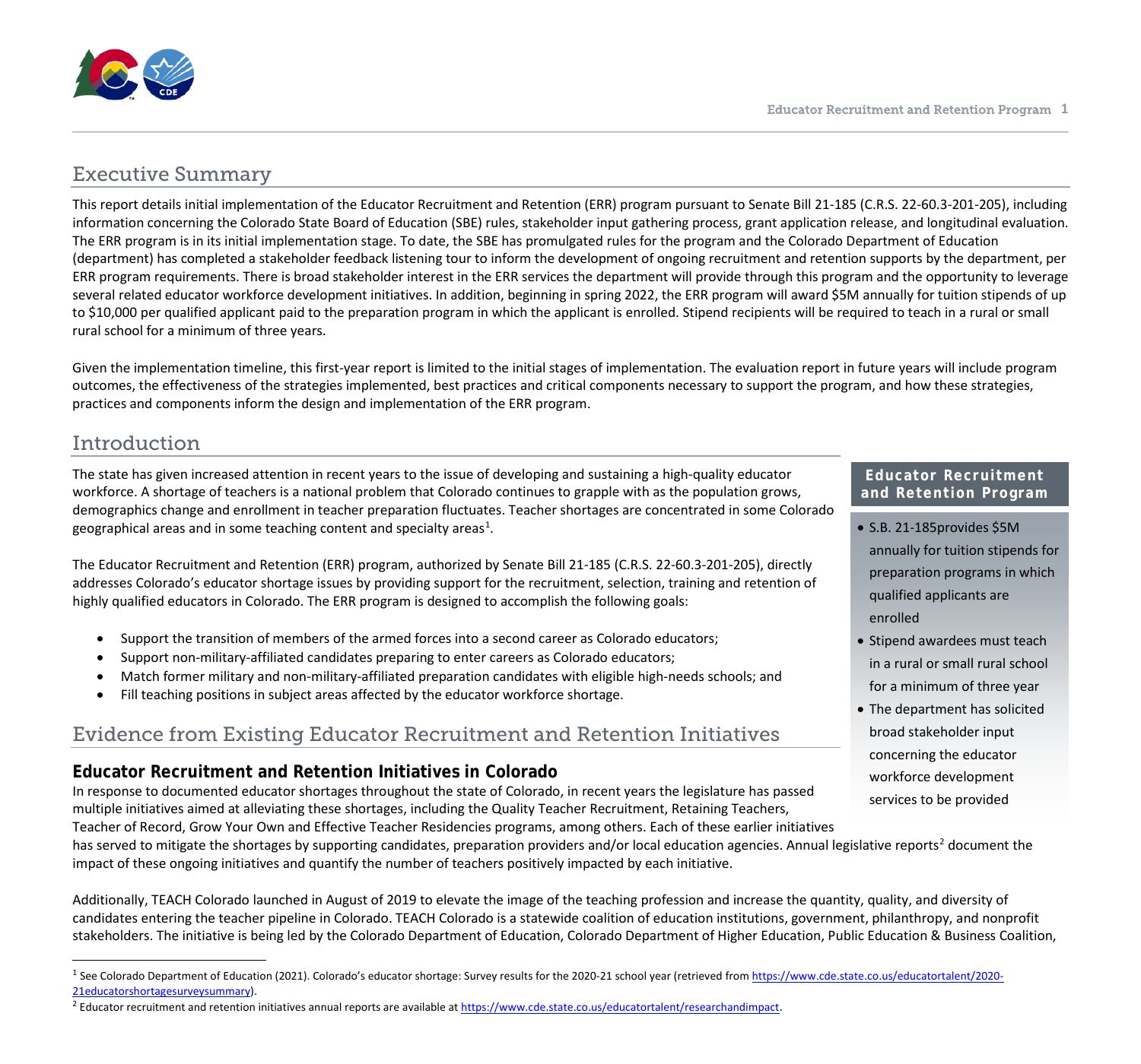## Executive Summary

This report details initial implementation of the Educator Recruitment and Retention (ERR) program pursuant to Senate Bill 21-185 (C.R.S. 22-60.3-201-205), including information concerning the Colorado State Board of Education (SBE) rules, stakeholder input gathering process, grant application release, and longitudinal evaluation. The ERR program is in its initial implementation stage. To date, the SBE has promulgated rules for the program and the Colorado Department of Education (department) has completed a stakeholder feedback listening tour to inform the development of ongoing recruitment and retention supports by the department, per ERR program requirements. There is broad stakeholder interest in the ERR services the department will provide through this program and the opportunity to leverage several related educator workforce development initiatives. In addition, beginning in spring 2022, the ERR program will award $5M annually for tuition stipends of up to $10,000 per qualified applicant paid to the preparation program in which the applicant is enrolled. Stipend recipients will be required to teach in a rural or small rural school for a minimum of three years.

Given the implementation timeline, this first-year report is limited to the initial stages of implementation. The evaluation report in future years will include program outcomes, the effectiveness of the strategies implemented, best practices and critical components necessary to support the program, and how these strategies, practices and components inform the design and implementation of the ERR program.

## Introduction

The state has given increased attention in recent years to the issue of developing and sustaining a high-quality educator workforce. A shortage of teachers is a national problem that Colorado continues to grapple with as the population grows, demographics change and enrollment in teacher preparation fluctuates. Teacher shortages are concentrated in some Colorado geographical areas and in some teaching content and specialty areas[1].

The Educator Recruitment and Retention (ERR) program, authorized by Senate Bill 21-185 (C.R.S. 22-60.3-201-205), directly addresses Colorado's educator shortage issues by providing support for the recruitment, selection, training and retention of highly qualified educators in Colorado. The ERR program is designed to accomplish the following goals:

- Support the transition of members of the armed forces into a second career as Colorado educators;
- Support non-military-affiliated candidates preparing to enter careers as Colorado educators;
- Match former military and non-military-affiliated preparation candidates with eligible high-needs schools; and
- Fill teaching positions in subject areas affected by the educator workforce shortage.

**Educator Recruitment and Retention Program**

- S.B. 21-185provides $5M annually for tuition stipends for preparation programs in which qualified applicants are enrolled
- Stipend awardees must teach in a rural or small rural school for a minimum of three year
- The department has solicited broad stakeholder input concerning the educator workforce development services to be provided

## Evidence from Existing Educator Recruitment and Retention Initiatives

### Educator Recruitment and Retention Initiatives in Colorado

In response to documented educator shortages throughout the state of Colorado, in recent years the legislature has passed multiple initiatives aimed at alleviating these shortages, including the Quality Teacher Recruitment, Retaining Teachers, Teacher of Record, Grow Your Own and Effective Teacher Residencies programs, among others. Each of these earlier initiatives has served to mitigate the shortages by supporting candidates, preparation providers and/or local education agencies. Annual legislative reports[2] document the impact of these ongoing initiatives and quantify the number of teachers positively impacted by each initiative.

Additionally, TEACH Colorado launched in August of 2019 to elevate the image of the teaching profession and increase the quantity, quality, and diversity of candidates entering the teacher pipeline in Colorado. TEACH Colorado is a statewide coalition of education institutions, government, philanthropy, and nonprofit stakeholders. The initiative is being led by the Colorado Department of Education, Colorado Department of Higher Education, Public Education & Business Coalition,

---

[1] See Colorado Department of Education (2021). Colorado's educator shortage: Survey results for the 2020-21 school year (retrieved from https://www.cde.state.co.us/educatortalent/2020-21educatorshortagesurveysummary).

[2] Educator recruitment and retention initiatives annual reports are available at https://www.cde.state.co.us/educatortalent/researchandimpact.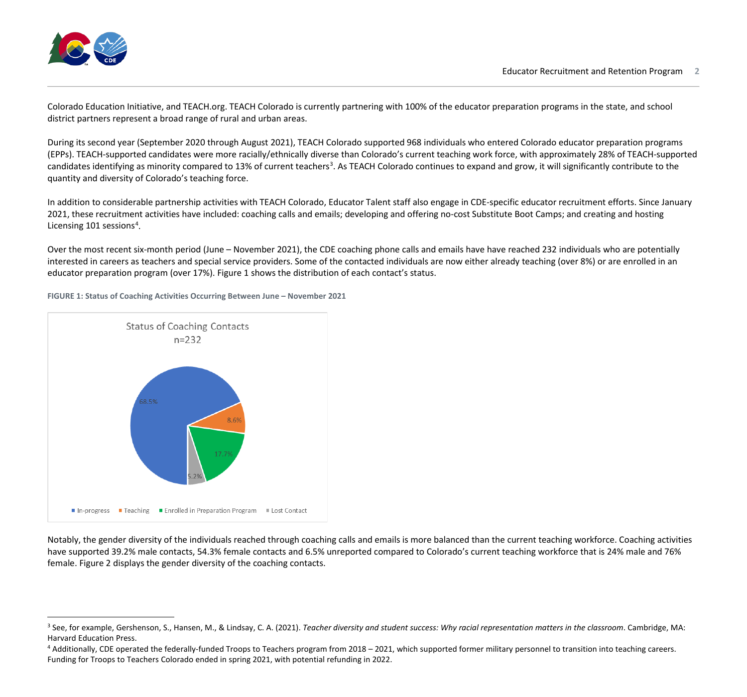Colorado Education Initiative, and TEACH.org. TEACH Colorado is currently partnering with 100% of the educator preparation programs in the state, and school district partners represent a broad range of rural and urban areas.

During its second year (September 2020 through August 2021), TEACH Colorado supported 968 individuals who entered Colorado educator preparation programs (EPPs). TEACH-supported candidates were more racially/ethnically diverse than Colorado's current teaching work force, with approximately 28% of TEACH-supported candidates identifying as minority compared to 13% of current teachers[3]. As TEACH Colorado continues to expand and grow, it will significantly contribute to the quantity and diversity of Colorado's teaching force.

In addition to considerable partnership activities with TEACH Colorado, Educator Talent staff also engage in CDE-specific educator recruitment efforts. Since January 2021, these recruitment activities have included: coaching calls and emails; developing and offering no-cost Substitute Boot Camps; and creating and hosting Licensing 101 sessions[4].

Over the most recent six-month period (June – November 2021), the CDE coaching phone calls and emails have have reached 232 individuals who are potentially interested in careers as teachers and special service providers. Some of the contacted individuals are now either already teaching (over 8%) or are enrolled in an educator preparation program (over 17%). Figure 1 shows the distribution of each contact's status.

**FIGURE 1: Status of Coaching Activities Occurring Between June – November 2021**

Status of Coaching Contacts
n=232

68.5%
8.6%
17.7%
5.2%

In-progress
Teaching
Enrolled in Preparation Program
Lost Contact

Notably, the gender diversity of the individuals reached through coaching calls and emails is more balanced than the current teaching workforce. Coaching activities have supported 39.2% male contacts, 54.3% female contacts and 6.5% unreported compared to Colorado's current teaching workforce that is 24% male and 76% female. Figure 2 displays the gender diversity of the coaching contacts.

---

[3] See, for example, Gershenson, S., Hansen, M., & Lindsay, C. A. (2021). *Teacher diversity and student success: Why racial representation matters in the classroom*. Cambridge, MA: Harvard Education Press.

[4] Additionally, CDE operated the federally-funded Troops to Teachers program from 2018 – 2021, which supported former military personnel to transition into teaching careers. Funding for Troops to Teachers Colorado ended in spring 2021, with potential refunding in 2022.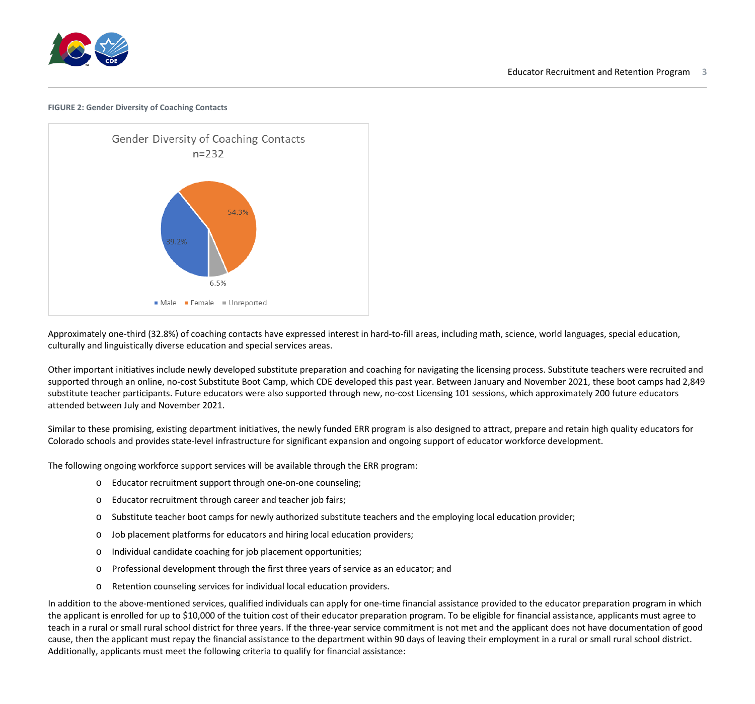**FIGURE 2: Gender Diversity of Coaching Contacts**

Gender Diversity of Coaching Contacts
n=232

54.3%
39.2%
6.5%

Male
Female
Unreported

Approximately one-third (32.8%) of coaching contacts have expressed interest in hard-to-fill areas, including math, science, world languages, special education, culturally and linguistically diverse education and special services areas.

Other important initiatives include newly developed substitute preparation and coaching for navigating the licensing process. Substitute teachers were recruited and supported through an online, no-cost Substitute Boot Camp, which CDE developed this past year. Between January and November 2021, these boot camps had 2,849 substitute teacher participants. Future educators were also supported through new, no-cost Licensing 101 sessions, which approximately 200 future educators attended between July and November 2021.

Similar to these promising, existing department initiatives, the newly funded ERR program is also designed to attract, prepare and retain high quality educators for Colorado schools and provides state-level infrastructure for significant expansion and ongoing support of educator workforce development.

The following ongoing workforce support services will be available through the ERR program:

- Educator recruitment support through one-on-one counseling;
- Educator recruitment through career and teacher job fairs;
- Substitute teacher boot camps for newly authorized substitute teachers and the employing local education provider;
- Job placement platforms for educators and hiring local education providers;
- Individual candidate coaching for job placement opportunities;
- Professional development through the first three years of service as an educator; and
- Retention counseling services for individual local education providers.

In addition to the above-mentioned services, qualified individuals can apply for one-time financial assistance provided to the educator preparation program in which the applicant is enrolled for up to $10,000 of the tuition cost of their educator preparation program. To be eligible for financial assistance, applicants must agree to teach in a rural or small rural school district for three years. If the three-year service commitment is not met and the applicant does not have documentation of good cause, then the applicant must repay the financial assistance to the department within 90 days of leaving their employment in a rural or small rural school district. Additionally, applicants must meet the following criteria to qualify for financial assistance: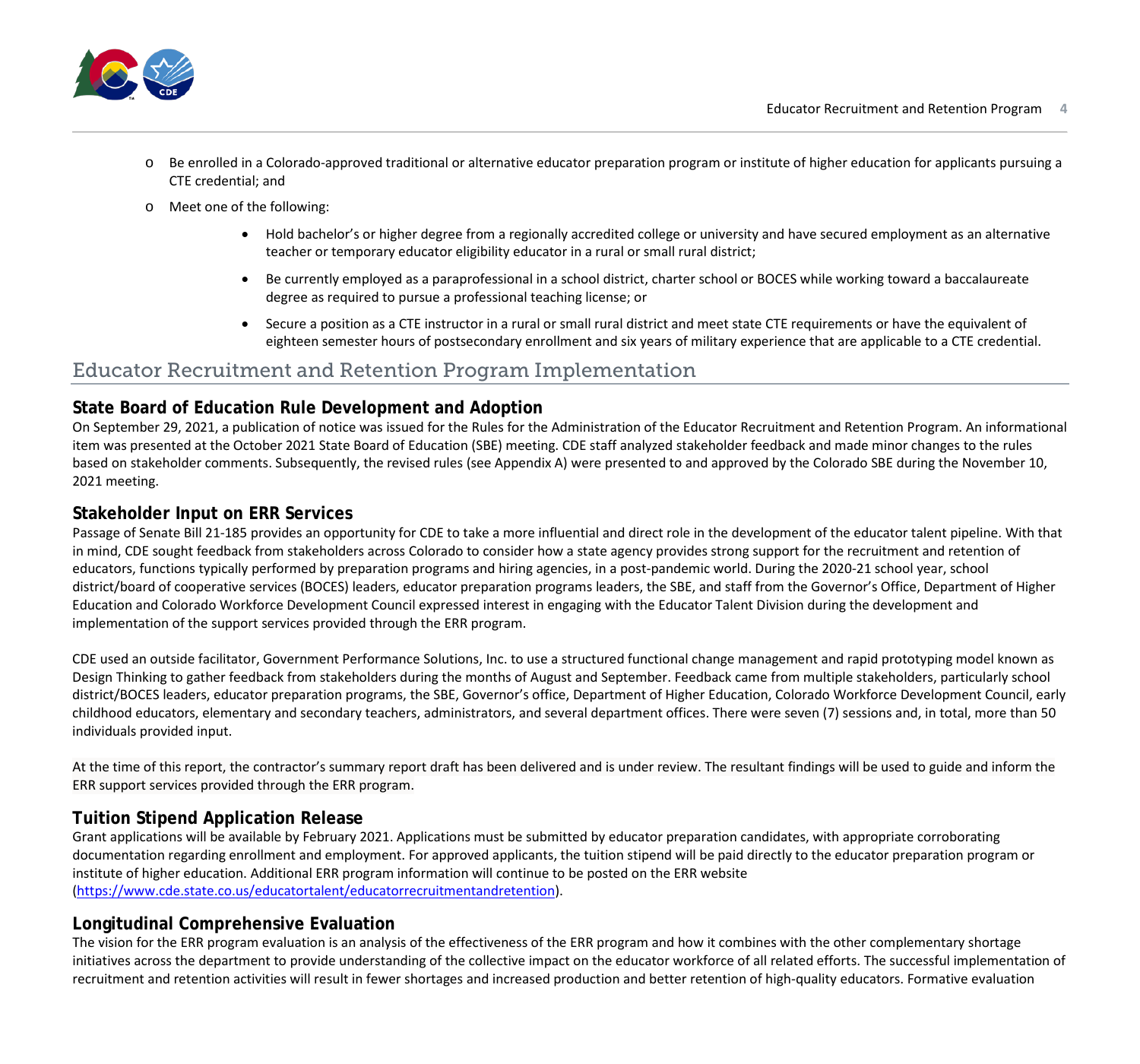- Be enrolled in a Colorado-approved traditional or alternative educator preparation program or institute of higher education for applicants pursuing a CTE credential; and
- Meet one of the following:
    - Hold bachelor's or higher degree from a regionally accredited college or university and have secured employment as an alternative teacher or temporary educator eligibility educator in a rural or small rural district;
    - Be currently employed as a paraprofessional in a school district, charter school or BOCES while working toward a baccalaureate degree as required to pursue a professional teaching license; or
    - Secure a position as a CTE instructor in a rural or small rural district and meet state CTE requirements or have the equivalent of eighteen semester hours of postsecondary enrollment and six years of military experience that are applicable to a CTE credential.

## Educator Recruitment and Retention Program Implementation

### State Board of Education Rule Development and Adoption

On September 29, 2021, a publication of notice was issued for the Rules for the Administration of the Educator Recruitment and Retention Program. An informational item was presented at the October 2021 State Board of Education (SBE) meeting. CDE staff analyzed stakeholder feedback and made minor changes to the rules based on stakeholder comments. Subsequently, the revised rules (see Appendix A) were presented to and approved by the Colorado SBE during the November 10, 2021 meeting.

### Stakeholder Input on ERR Services

Passage of Senate Bill 21-185 provides an opportunity for CDE to take a more influential and direct role in the development of the educator talent pipeline. With that in mind, CDE sought feedback from stakeholders across Colorado to consider how a state agency provides strong support for the recruitment and retention of educators, functions typically performed by preparation programs and hiring agencies, in a post-pandemic world. During the 2020-21 school year, school district/board of cooperative services (BOCES) leaders, educator preparation programs leaders, the SBE, and staff from the Governor's Office, Department of Higher Education and Colorado Workforce Development Council expressed interest in engaging with the Educator Talent Division during the development and implementation of the support services provided through the ERR program.

CDE used an outside facilitator, Government Performance Solutions, Inc. to use a structured functional change management and rapid prototyping model known as Design Thinking to gather feedback from stakeholders during the months of August and September. Feedback came from multiple stakeholders, particularly school district/BOCES leaders, educator preparation programs, the SBE, Governor's office, Department of Higher Education, Colorado Workforce Development Council, early childhood educators, elementary and secondary teachers, administrators, and several department offices. There were seven (7) sessions and, in total, more than 50 individuals provided input.

At the time of this report, the contractor's summary report draft has been delivered and is under review. The resultant findings will be used to guide and inform the ERR support services provided through the ERR program.

### Tuition Stipend Application Release

Grant applications will be available by February 2021. Applications must be submitted by educator preparation candidates, with appropriate corroborating documentation regarding enrollment and employment. For approved applicants, the tuition stipend will be paid directly to the educator preparation program or institute of higher education. Additional ERR program information will continue to be posted on the ERR website (https://www.cde.state.co.us/educatortalent/educatorrecruitmentandretention).

### Longitudinal Comprehensive Evaluation

The vision for the ERR program evaluation is an analysis of the effectiveness of the ERR program and how it combines with the other complementary shortage initiatives across the department to provide understanding of the collective impact on the educator workforce of all related efforts. The successful implementation of recruitment and retention activities will result in fewer shortages and increased production and better retention of high-quality educators. Formative evaluation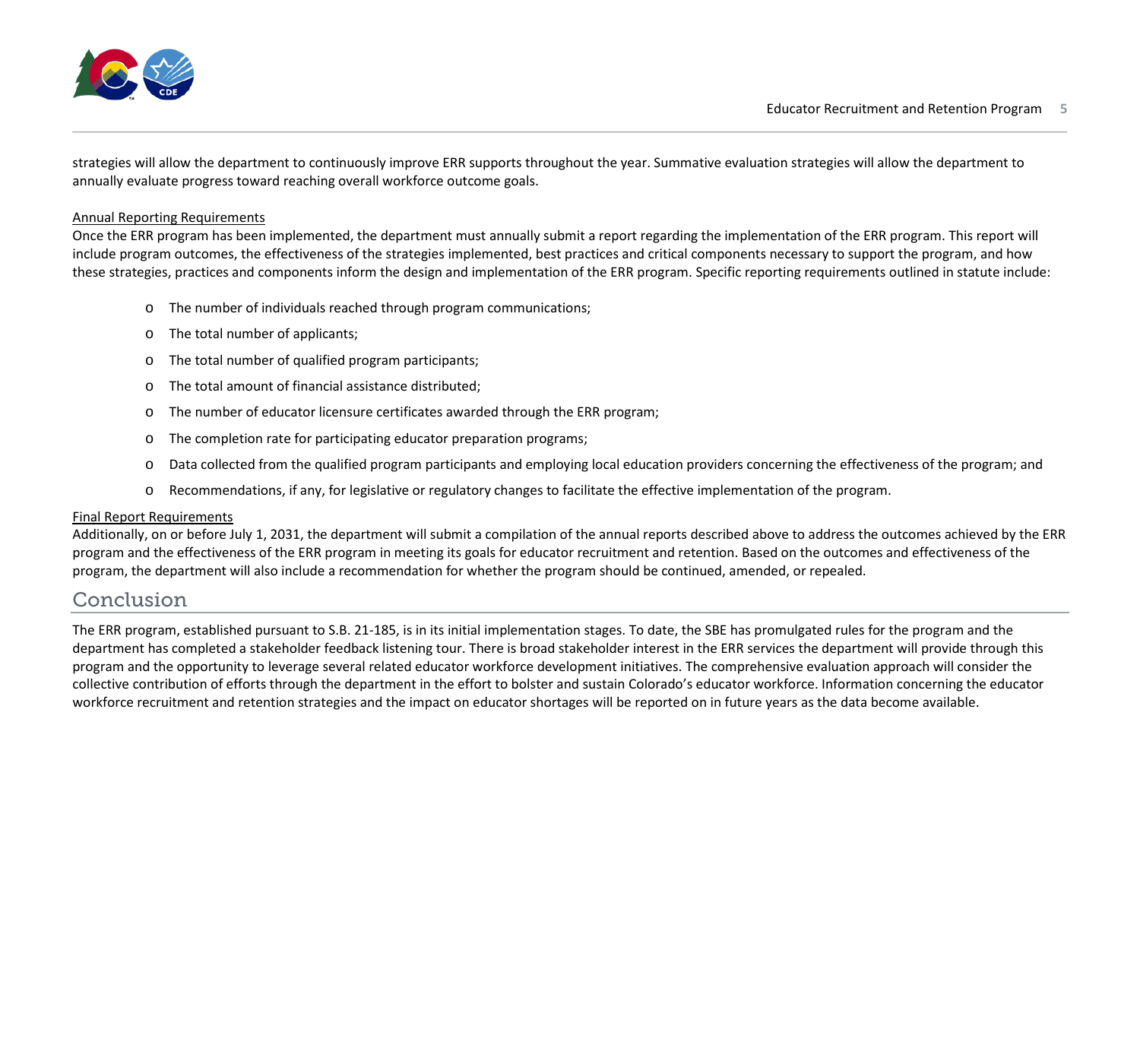strategies will allow the department to continuously improve ERR supports throughout the year. Summative evaluation strategies will allow the department to annually evaluate progress toward reaching overall workforce outcome goals.

Annual Reporting Requirements

Once the ERR program has been implemented, the department must annually submit a report regarding the implementation of the ERR program. This report will include program outcomes, the effectiveness of the strategies implemented, best practices and critical components necessary to support the program, and how these strategies, practices and components inform the design and implementation of the ERR program. Specific reporting requirements outlined in statute include:

- The number of individuals reached through program communications;
- The total number of applicants;
- The total number of qualified program participants;
- The total amount of financial assistance distributed;
- The number of educator licensure certificates awarded through the ERR program;
- The completion rate for participating educator preparation programs;
- Data collected from the qualified program participants and employing local education providers concerning the effectiveness of the program; and
- Recommendations, if any, for legislative or regulatory changes to facilitate the effective implementation of the program.

Final Report Requirements

Additionally, on or before July 1, 2031, the department will submit a compilation of the annual reports described above to address the outcomes achieved by the ERR program and the effectiveness of the ERR program in meeting its goals for educator recruitment and retention. Based on the outcomes and effectiveness of the program, the department will also include a recommendation for whether the program should be continued, amended, or repealed.

## Conclusion

The ERR program, established pursuant to S.B. 21-185, is in its initial implementation stages. To date, the SBE has promulgated rules for the program and the department has completed a stakeholder feedback listening tour. There is broad stakeholder interest in the ERR services the department will provide through this program and the opportunity to leverage several related educator workforce development initiatives. The comprehensive evaluation approach will consider the collective contribution of efforts through the department in the effort to bolster and sustain Colorado's educator workforce. Information concerning the educator workforce recruitment and retention strategies and the impact on educator shortages will be reported on in future years as the data become available.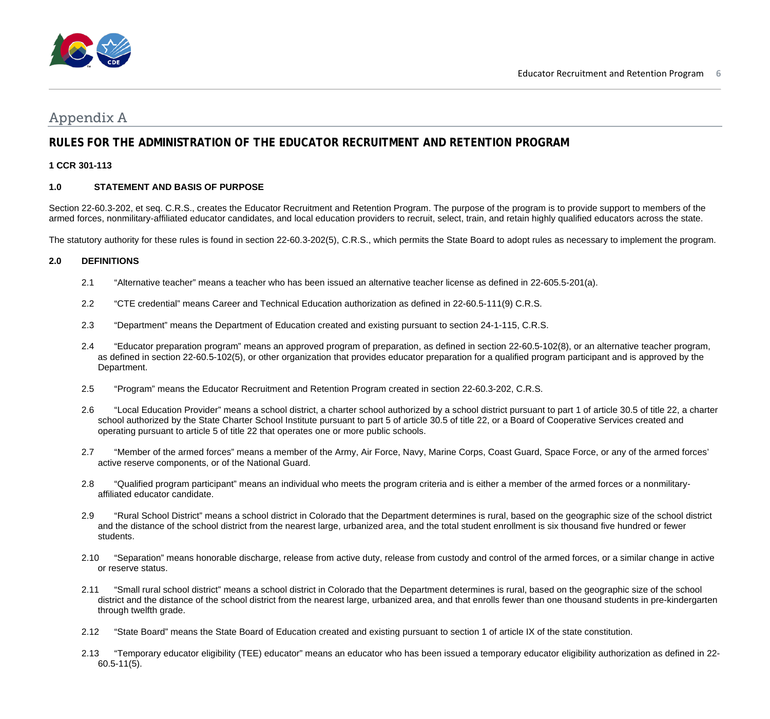## Appendix A

## RULES FOR THE ADMINISTRATION OF THE EDUCATOR RECRUITMENT AND RETENTION PROGRAM

**1 CCR 301-113**

**1.0 STATEMENT AND BASIS OF PURPOSE**

Section 22-60.3-202, et seq. C.R.S., creates the Educator Recruitment and Retention Program. The purpose of the program is to provide support to members of the armed forces, nonmilitary-affiliated educator candidates, and local education providers to recruit, select, train, and retain highly qualified educators across the state.

The statutory authority for these rules is found in section 22-60.3-202(5), C.R.S., which permits the State Board to adopt rules as necessary to implement the program.

**2.0 DEFINITIONS**

2.1 "Alternative teacher" means a teacher who has been issued an alternative teacher license as defined in 22-605.5-201(a).

2.2 "CTE credential" means Career and Technical Education authorization as defined in 22-60.5-111(9) C.R.S.

2.3 "Department" means the Department of Education created and existing pursuant to section 24-1-115, C.R.S.

2.4 "Educator preparation program" means an approved program of preparation, as defined in section 22-60.5-102(8), or an alternative teacher program, as defined in section 22-60.5-102(5), or other organization that provides educator preparation for a qualified program participant and is approved by the Department.

2.5 "Program" means the Educator Recruitment and Retention Program created in section 22-60.3-202, C.R.S.

2.6 "Local Education Provider" means a school district, a charter school authorized by a school district pursuant to part 1 of article 30.5 of title 22, a charter school authorized by the State Charter School Institute pursuant to part 5 of article 30.5 of title 22, or a Board of Cooperative Services created and operating pursuant to article 5 of title 22 that operates one or more public schools.

2.7 "Member of the armed forces" means a member of the Army, Air Force, Navy, Marine Corps, Coast Guard, Space Force, or any of the armed forces' active reserve components, or of the National Guard.

2.8 "Qualified program participant" means an individual who meets the program criteria and is either a member of the armed forces or a nonmilitary-affiliated educator candidate.

2.9 "Rural School District" means a school district in Colorado that the Department determines is rural, based on the geographic size of the school district and the distance of the school district from the nearest large, urbanized area, and the total student enrollment is six thousand five hundred or fewer students.

2.10 "Separation" means honorable discharge, release from active duty, release from custody and control of the armed forces, or a similar change in active or reserve status.

2.11 "Small rural school district" means a school district in Colorado that the Department determines is rural, based on the geographic size of the school district and the distance of the school district from the nearest large, urbanized area, and that enrolls fewer than one thousand students in pre-kindergarten through twelfth grade.

2.12 "State Board" means the State Board of Education created and existing pursuant to section 1 of article IX of the state constitution.

2.13 "Temporary educator eligibility (TEE) educator" means an educator who has been issued a temporary educator eligibility authorization as defined in 22-60.5-11(5).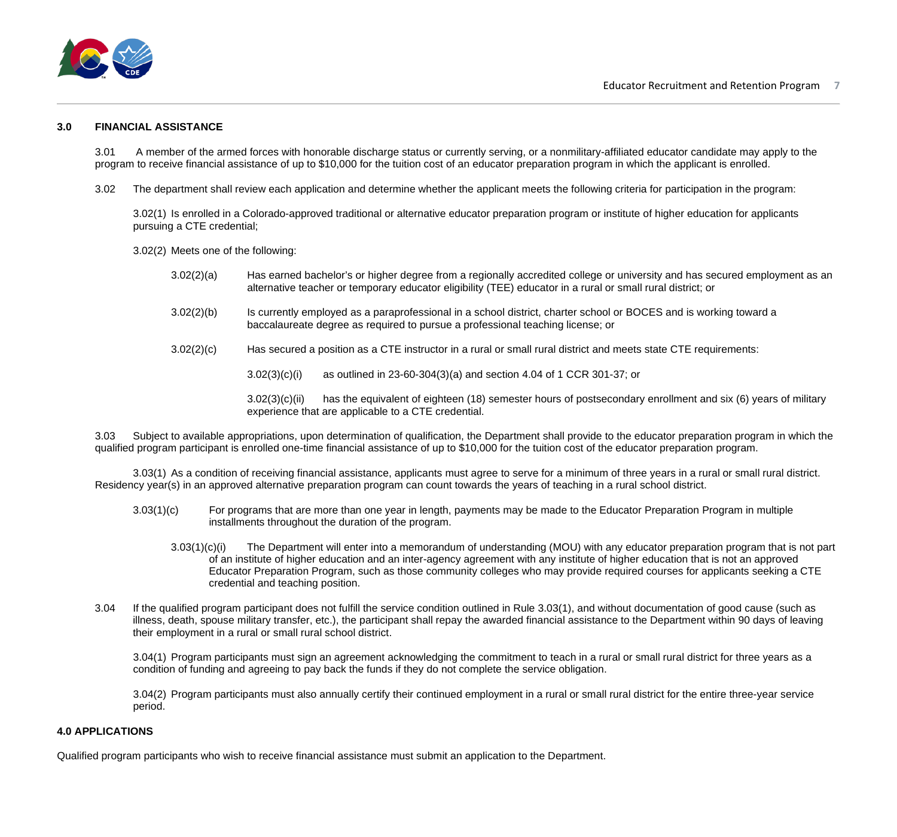## 3.0 FINANCIAL ASSISTANCE

3.01 A member of the armed forces with honorable discharge status or currently serving, or a nonmilitary-affiliated educator candidate may apply to the program to receive financial assistance of up to $10,000 for the tuition cost of an educator preparation program in which the applicant is enrolled.

3.02 The department shall review each application and determine whether the applicant meets the following criteria for participation in the program:

3.02(1) Is enrolled in a Colorado-approved traditional or alternative educator preparation program or institute of higher education for applicants pursuing a CTE credential;

3.02(2) Meets one of the following:

3.02(2)(a) Has earned bachelor's or higher degree from a regionally accredited college or university and has secured employment as an alternative teacher or temporary educator eligibility (TEE) educator in a rural or small rural district; or

3.02(2)(b) Is currently employed as a paraprofessional in a school district, charter school or BOCES and is working toward a baccalaureate degree as required to pursue a professional teaching license; or

3.02(2)(c) Has secured a position as a CTE instructor in a rural or small rural district and meets state CTE requirements:

3.02(3)(c)(i) as outlined in 23-60-304(3)(a) and section 4.04 of 1 CCR 301-37; or

3.02(3)(c)(ii) has the equivalent of eighteen (18) semester hours of postsecondary enrollment and six (6) years of military experience that are applicable to a CTE credential.

3.03 Subject to available appropriations, upon determination of qualification, the Department shall provide to the educator preparation program in which the qualified program participant is enrolled one-time financial assistance of up to $10,000 for the tuition cost of the educator preparation program.

3.03(1) As a condition of receiving financial assistance, applicants must agree to serve for a minimum of three years in a rural or small rural district. Residency year(s) in an approved alternative preparation program can count towards the years of teaching in a rural school district.

3.03(1)(c) For programs that are more than one year in length, payments may be made to the Educator Preparation Program in multiple installments throughout the duration of the program.

3.03(1)(c)(i) The Department will enter into a memorandum of understanding (MOU) with any educator preparation program that is not part of an institute of higher education and an inter-agency agreement with any institute of higher education that is not an approved Educator Preparation Program, such as those community colleges who may provide required courses for applicants seeking a CTE credential and teaching position.

3.04 If the qualified program participant does not fulfill the service condition outlined in Rule 3.03(1), and without documentation of good cause (such as illness, death, spouse military transfer, etc.), the participant shall repay the awarded financial assistance to the Department within 90 days of leaving their employment in a rural or small rural school district.

3.04(1) Program participants must sign an agreement acknowledging the commitment to teach in a rural or small rural district for three years as a condition of funding and agreeing to pay back the funds if they do not complete the service obligation.

3.04(2) Program participants must also annually certify their continued employment in a rural or small rural district for the entire three-year service period.

## 4.0 APPLICATIONS

Qualified program participants who wish to receive financial assistance must submit an application to the Department.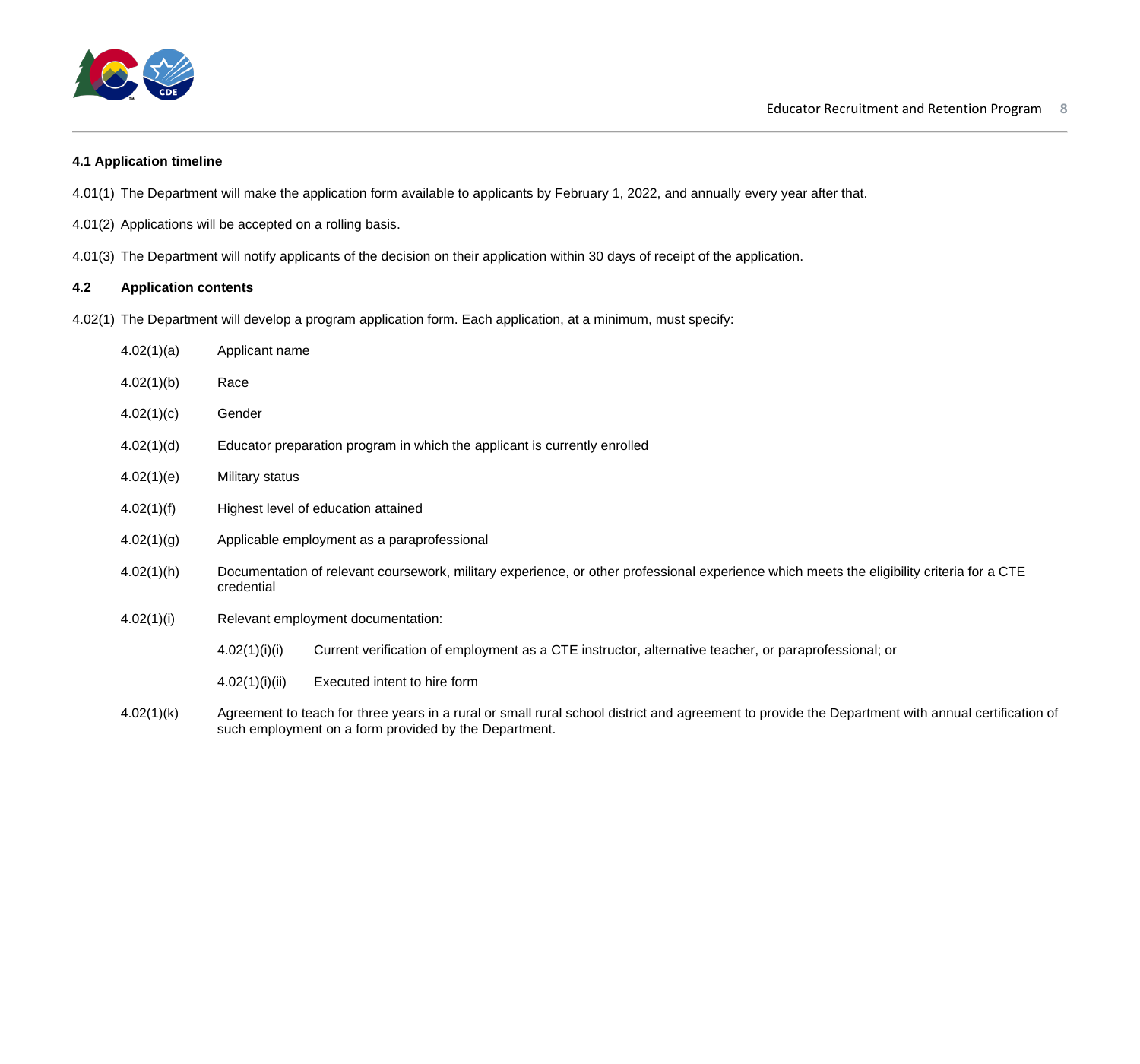**4.1 Application timeline**

4.01(1) The Department will make the application form available to applicants by February 1, 2022, and annually every year after that.

4.01(2) Applications will be accepted on a rolling basis.

4.01(3) The Department will notify applicants of the decision on their application within 30 days of receipt of the application.

**4.2 Application contents**

4.02(1) The Department will develop a program application form. Each application, at a minimum, must specify:

- 4.02(1)(a) Applicant name
- 4.02(1)(b) Race
- 4.02(1)(c) Gender
- 4.02(1)(d) Educator preparation program in which the applicant is currently enrolled
- 4.02(1)(e) Military status
- 4.02(1)(f) Highest level of education attained
- 4.02(1)(g) Applicable employment as a paraprofessional
- 4.02(1)(h) Documentation of relevant coursework, military experience, or other professional experience which meets the eligibility criteria for a CTE credential
- 4.02(1)(i) Relevant employment documentation:
  - 4.02(1)(i)(i) Current verification of employment as a CTE instructor, alternative teacher, or paraprofessional; or
  - 4.02(1)(i)(ii) Executed intent to hire form
- 4.02(1)(k) Agreement to teach for three years in a rural or small rural school district and agreement to provide the Department with annual certification of such employment on a form provided by the Department.